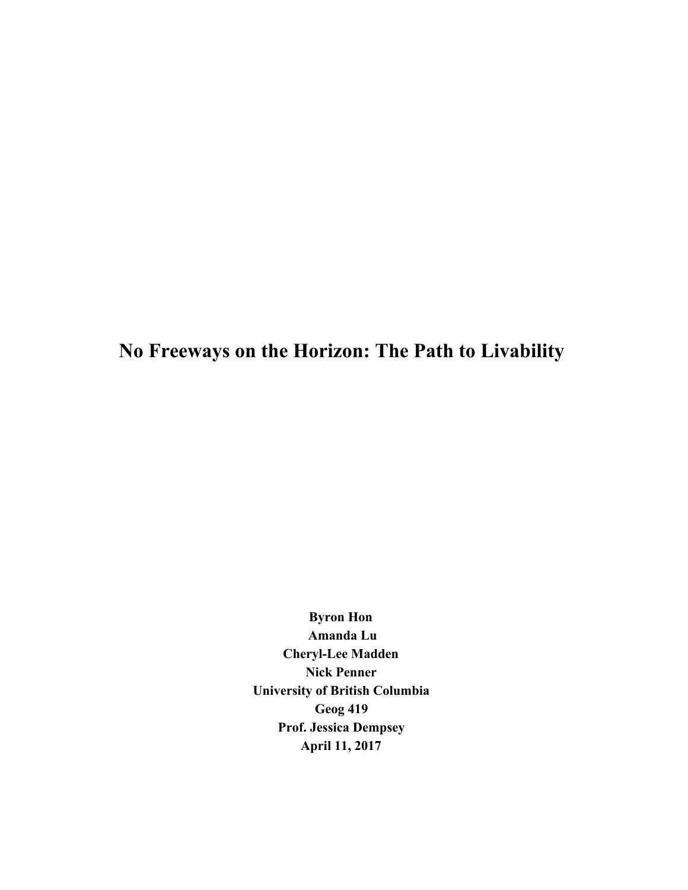# No Freeways on the Horizon: The Path to Livability

**Byron Hon**
**Amanda Lu**
**Cheryl-Lee Madden**
**Nick Penner**
**University of British Columbia**
**Geog 419**
**Prof. Jessica Dempsey**
**April 11, 2017**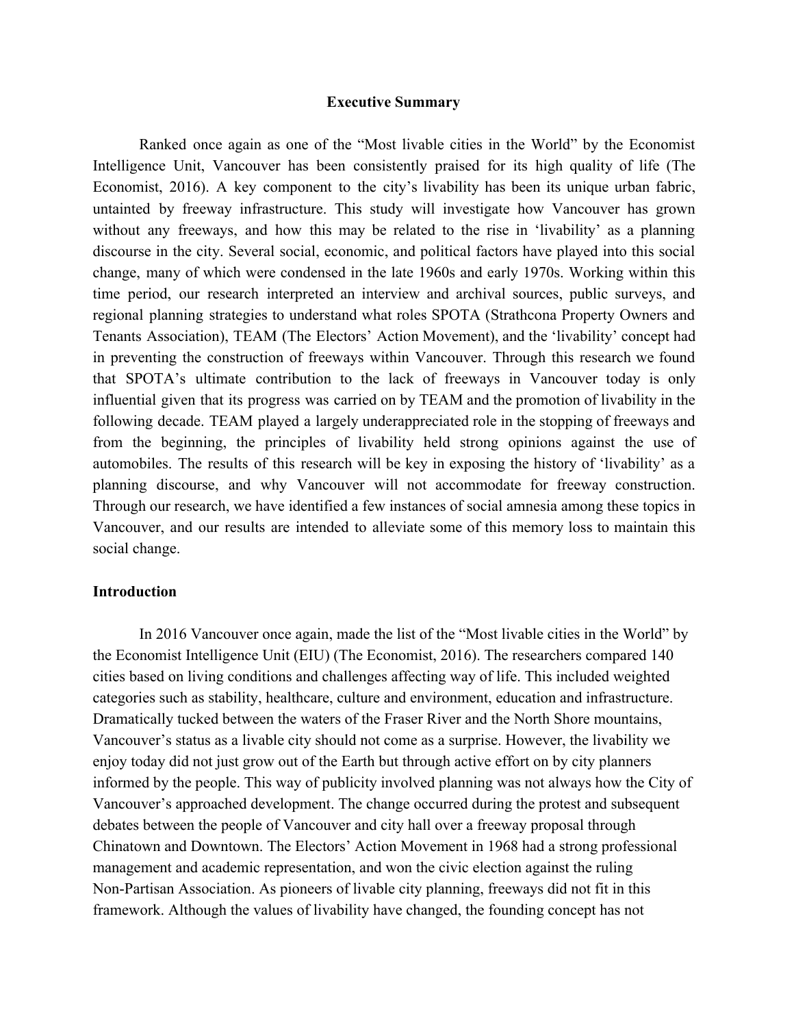## Executive Summary

Ranked once again as one of the "Most livable cities in the World" by the Economist Intelligence Unit, Vancouver has been consistently praised for its high quality of life (The Economist, 2016). A key component to the city's livability has been its unique urban fabric, untainted by freeway infrastructure. This study will investigate how Vancouver has grown without any freeways, and how this may be related to the rise in 'livability' as a planning discourse in the city. Several social, economic, and political factors have played into this social change, many of which were condensed in the late 1960s and early 1970s. Working within this time period, our research interpreted an interview and archival sources, public surveys, and regional planning strategies to understand what roles SPOTA (Strathcona Property Owners and Tenants Association), TEAM (The Electors' Action Movement), and the 'livability' concept had in preventing the construction of freeways within Vancouver. Through this research we found that SPOTA's ultimate contribution to the lack of freeways in Vancouver today is only influential given that its progress was carried on by TEAM and the promotion of livability in the following decade. TEAM played a largely underappreciated role in the stopping of freeways and from the beginning, the principles of livability held strong opinions against the use of automobiles. The results of this research will be key in exposing the history of 'livability' as a planning discourse, and why Vancouver will not accommodate for freeway construction. Through our research, we have identified a few instances of social amnesia among these topics in Vancouver, and our results are intended to alleviate some of this memory loss to maintain this social change.

## Introduction

In 2016 Vancouver once again, made the list of the "Most livable cities in the World" by the Economist Intelligence Unit (EIU) (The Economist, 2016). The researchers compared 140 cities based on living conditions and challenges affecting way of life. This included weighted categories such as stability, healthcare, culture and environment, education and infrastructure. Dramatically tucked between the waters of the Fraser River and the North Shore mountains, Vancouver's status as a livable city should not come as a surprise. However, the livability we enjoy today did not just grow out of the Earth but through active effort on by city planners informed by the people. This way of publicity involved planning was not always how the City of Vancouver's approached development. The change occurred during the protest and subsequent debates between the people of Vancouver and city hall over a freeway proposal through Chinatown and Downtown. The Electors' Action Movement in 1968 had a strong professional management and academic representation, and won the civic election against the ruling Non-Partisan Association. As pioneers of livable city planning, freeways did not fit in this framework. Although the values of livability have changed, the founding concept has not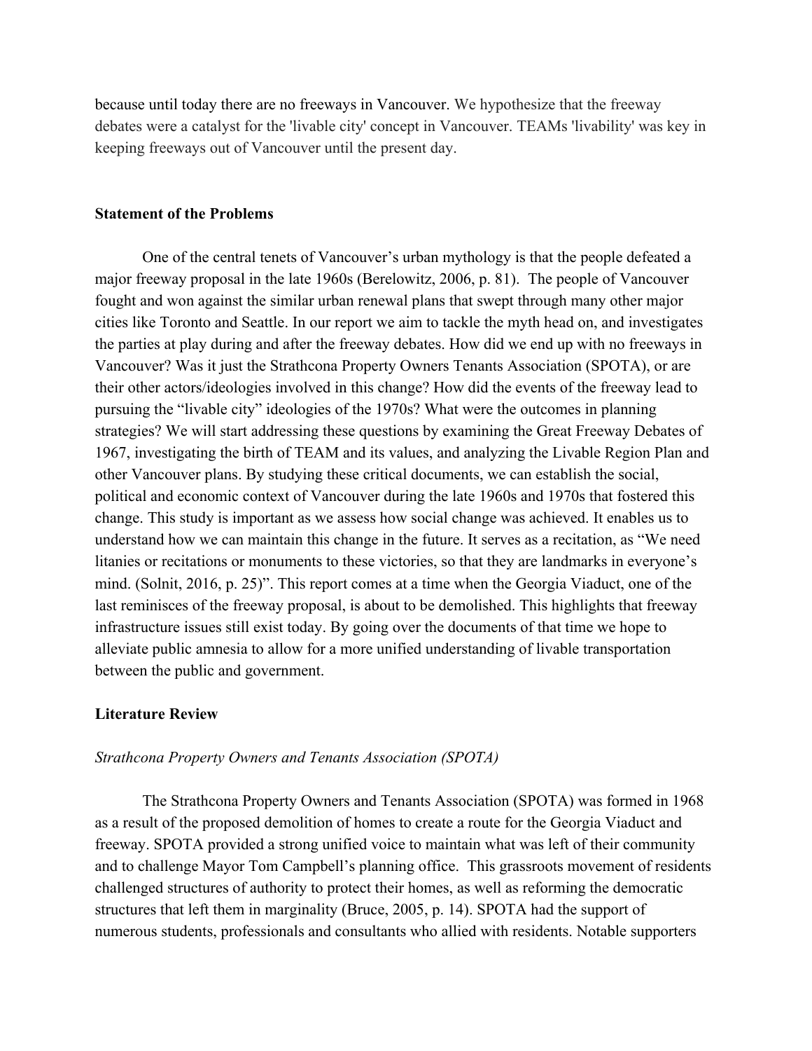because until today there are no freeways in Vancouver. We hypothesize that the freeway debates were a catalyst for the 'livable city' concept in Vancouver. TEAMs 'livability' was key in keeping freeways out of Vancouver until the present day.

**Statement of the Problems**

One of the central tenets of Vancouver's urban mythology is that the people defeated a major freeway proposal in the late 1960s (Berelowitz, 2006, p. 81). The people of Vancouver fought and won against the similar urban renewal plans that swept through many other major cities like Toronto and Seattle. In our report we aim to tackle the myth head on, and investigates the parties at play during and after the freeway debates. How did we end up with no freeways in Vancouver? Was it just the Strathcona Property Owners Tenants Association (SPOTA), or are their other actors/ideologies involved in this change? How did the events of the freeway lead to pursuing the "livable city" ideologies of the 1970s? What were the outcomes in planning strategies? We will start addressing these questions by examining the Great Freeway Debates of 1967, investigating the birth of TEAM and its values, and analyzing the Livable Region Plan and other Vancouver plans. By studying these critical documents, we can establish the social, political and economic context of Vancouver during the late 1960s and 1970s that fostered this change. This study is important as we assess how social change was achieved. It enables us to understand how we can maintain this change in the future. It serves as a recitation, as "We need litanies or recitations or monuments to these victories, so that they are landmarks in everyone's mind. (Solnit, 2016, p. 25)". This report comes at a time when the Georgia Viaduct, one of the last reminisces of the freeway proposal, is about to be demolished. This highlights that freeway infrastructure issues still exist today. By going over the documents of that time we hope to alleviate public amnesia to allow for a more unified understanding of livable transportation between the public and government.

**Literature Review**

*Strathcona Property Owners and Tenants Association (SPOTA)*

The Strathcona Property Owners and Tenants Association (SPOTA) was formed in 1968 as a result of the proposed demolition of homes to create a route for the Georgia Viaduct and freeway. SPOTA provided a strong unified voice to maintain what was left of their community and to challenge Mayor Tom Campbell's planning office. This grassroots movement of residents challenged structures of authority to protect their homes, as well as reforming the democratic structures that left them in marginality (Bruce, 2005, p. 14). SPOTA had the support of numerous students, professionals and consultants who allied with residents. Notable supporters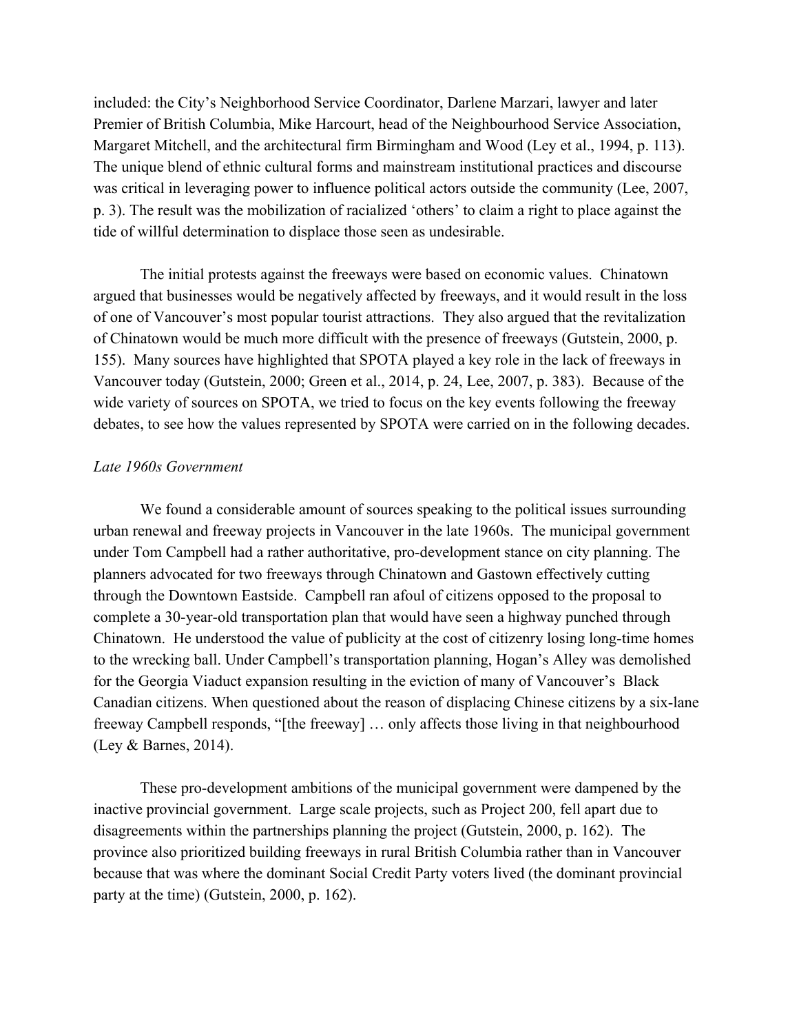included: the City's Neighborhood Service Coordinator, Darlene Marzari, lawyer and later Premier of British Columbia, Mike Harcourt, head of the Neighbourhood Service Association, Margaret Mitchell, and the architectural firm Birmingham and Wood (Ley et al., 1994, p. 113). The unique blend of ethnic cultural forms and mainstream institutional practices and discourse was critical in leveraging power to influence political actors outside the community (Lee, 2007, p. 3). The result was the mobilization of racialized 'others' to claim a right to place against the tide of willful determination to displace those seen as undesirable.

The initial protests against the freeways were based on economic values. Chinatown argued that businesses would be negatively affected by freeways, and it would result in the loss of one of Vancouver's most popular tourist attractions. They also argued that the revitalization of Chinatown would be much more difficult with the presence of freeways (Gutstein, 2000, p. 155). Many sources have highlighted that SPOTA played a key role in the lack of freeways in Vancouver today (Gutstein, 2000; Green et al., 2014, p. 24, Lee, 2007, p. 383). Because of the wide variety of sources on SPOTA, we tried to focus on the key events following the freeway debates, to see how the values represented by SPOTA were carried on in the following decades.

*Late 1960s Government*

We found a considerable amount of sources speaking to the political issues surrounding urban renewal and freeway projects in Vancouver in the late 1960s. The municipal government under Tom Campbell had a rather authoritative, pro-development stance on city planning. The planners advocated for two freeways through Chinatown and Gastown effectively cutting through the Downtown Eastside. Campbell ran afoul of citizens opposed to the proposal to complete a 30-year-old transportation plan that would have seen a highway punched through Chinatown. He understood the value of publicity at the cost of citizenry losing long-time homes to the wrecking ball. Under Campbell's transportation planning, Hogan's Alley was demolished for the Georgia Viaduct expansion resulting in the eviction of many of Vancouver's Black Canadian citizens. When questioned about the reason of displacing Chinese citizens by a six-lane freeway Campbell responds, "[the freeway] … only affects those living in that neighbourhood (Ley & Barnes, 2014).

These pro-development ambitions of the municipal government were dampened by the inactive provincial government. Large scale projects, such as Project 200, fell apart due to disagreements within the partnerships planning the project (Gutstein, 2000, p. 162). The province also prioritized building freeways in rural British Columbia rather than in Vancouver because that was where the dominant Social Credit Party voters lived (the dominant provincial party at the time) (Gutstein, 2000, p. 162).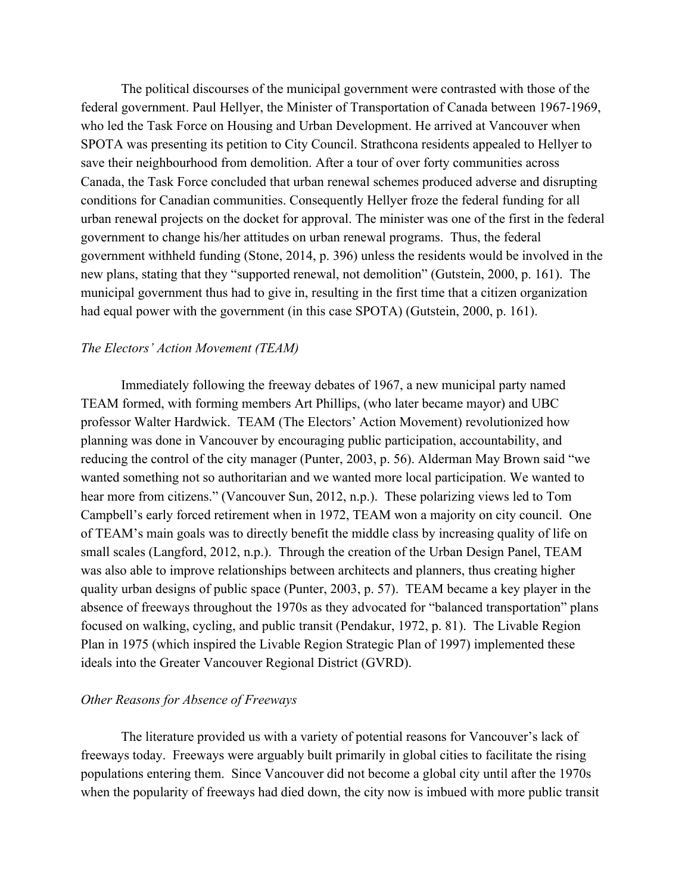The political discourses of the municipal government were contrasted with those of the federal government. Paul Hellyer, the Minister of Transportation of Canada between 1967-1969, who led the Task Force on Housing and Urban Development. He arrived at Vancouver when SPOTA was presenting its petition to City Council. Strathcona residents appealed to Hellyer to save their neighbourhood from demolition. After a tour of over forty communities across Canada, the Task Force concluded that urban renewal schemes produced adverse and disrupting conditions for Canadian communities. Consequently Hellyer froze the federal funding for all urban renewal projects on the docket for approval. The minister was one of the first in the federal government to change his/her attitudes on urban renewal programs. Thus, the federal government withheld funding (Stone, 2014, p. 396) unless the residents would be involved in the new plans, stating that they "supported renewal, not demolition" (Gutstein, 2000, p. 161). The municipal government thus had to give in, resulting in the first time that a citizen organization had equal power with the government (in this case SPOTA) (Gutstein, 2000, p. 161).

*The Electors' Action Movement (TEAM)*

Immediately following the freeway debates of 1967, a new municipal party named TEAM formed, with forming members Art Phillips, (who later became mayor) and UBC professor Walter Hardwick. TEAM (The Electors' Action Movement) revolutionized how planning was done in Vancouver by encouraging public participation, accountability, and reducing the control of the city manager (Punter, 2003, p. 56). Alderman May Brown said "we wanted something not so authoritarian and we wanted more local participation. We wanted to hear more from citizens." (Vancouver Sun, 2012, n.p.). These polarizing views led to Tom Campbell's early forced retirement when in 1972, TEAM won a majority on city council. One of TEAM's main goals was to directly benefit the middle class by increasing quality of life on small scales (Langford, 2012, n.p.). Through the creation of the Urban Design Panel, TEAM was also able to improve relationships between architects and planners, thus creating higher quality urban designs of public space (Punter, 2003, p. 57). TEAM became a key player in the absence of freeways throughout the 1970s as they advocated for "balanced transportation" plans focused on walking, cycling, and public transit (Pendakur, 1972, p. 81). The Livable Region Plan in 1975 (which inspired the Livable Region Strategic Plan of 1997) implemented these ideals into the Greater Vancouver Regional District (GVRD).

*Other Reasons for Absence of Freeways*

The literature provided us with a variety of potential reasons for Vancouver's lack of freeways today. Freeways were arguably built primarily in global cities to facilitate the rising populations entering them. Since Vancouver did not become a global city until after the 1970s when the popularity of freeways had died down, the city now is imbued with more public transit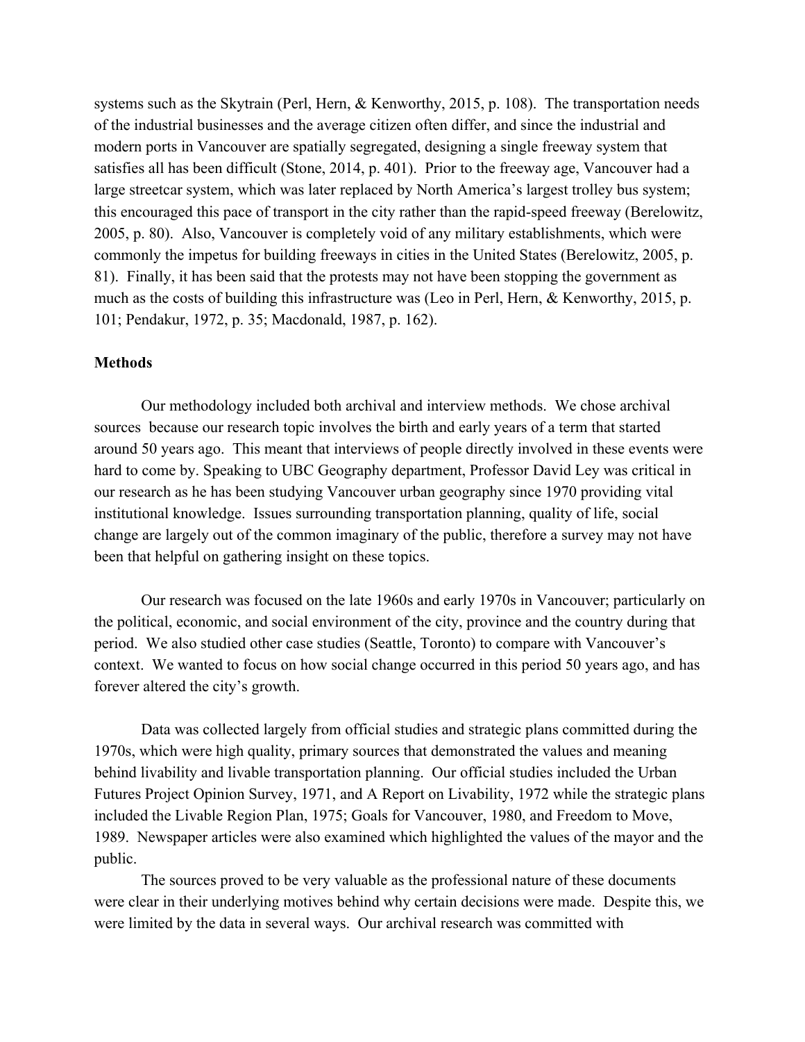systems such as the Skytrain (Perl, Hern, & Kenworthy, 2015, p. 108). The transportation needs of the industrial businesses and the average citizen often differ, and since the industrial and modern ports in Vancouver are spatially segregated, designing a single freeway system that satisfies all has been difficult (Stone, 2014, p. 401). Prior to the freeway age, Vancouver had a large streetcar system, which was later replaced by North America's largest trolley bus system; this encouraged this pace of transport in the city rather than the rapid-speed freeway (Berelowitz, 2005, p. 80). Also, Vancouver is completely void of any military establishments, which were commonly the impetus for building freeways in cities in the United States (Berelowitz, 2005, p. 81). Finally, it has been said that the protests may not have been stopping the government as much as the costs of building this infrastructure was (Leo in Perl, Hern, & Kenworthy, 2015, p. 101; Pendakur, 1972, p. 35; Macdonald, 1987, p. 162).

**Methods**

Our methodology included both archival and interview methods. We chose archival sources because our research topic involves the birth and early years of a term that started around 50 years ago. This meant that interviews of people directly involved in these events were hard to come by. Speaking to UBC Geography department, Professor David Ley was critical in our research as he has been studying Vancouver urban geography since 1970 providing vital institutional knowledge. Issues surrounding transportation planning, quality of life, social change are largely out of the common imaginary of the public, therefore a survey may not have been that helpful on gathering insight on these topics.

Our research was focused on the late 1960s and early 1970s in Vancouver; particularly on the political, economic, and social environment of the city, province and the country during that period. We also studied other case studies (Seattle, Toronto) to compare with Vancouver's context. We wanted to focus on how social change occurred in this period 50 years ago, and has forever altered the city's growth.

Data was collected largely from official studies and strategic plans committed during the 1970s, which were high quality, primary sources that demonstrated the values and meaning behind livability and livable transportation planning. Our official studies included the Urban Futures Project Opinion Survey, 1971, and A Report on Livability, 1972 while the strategic plans included the Livable Region Plan, 1975; Goals for Vancouver, 1980, and Freedom to Move, 1989. Newspaper articles were also examined which highlighted the values of the mayor and the public.

The sources proved to be very valuable as the professional nature of these documents were clear in their underlying motives behind why certain decisions were made. Despite this, we were limited by the data in several ways. Our archival research was committed with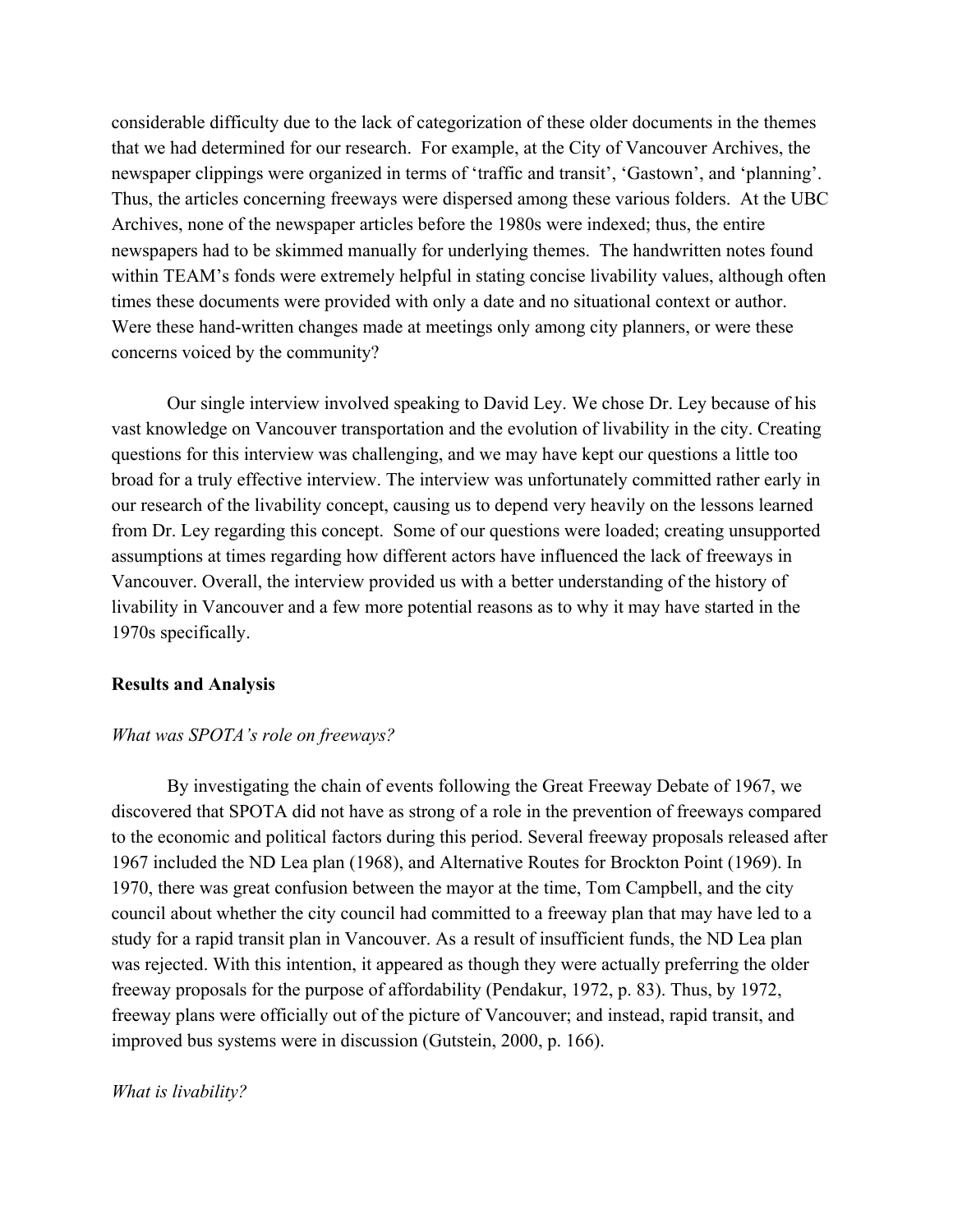considerable difficulty due to the lack of categorization of these older documents in the themes that we had determined for our research. For example, at the City of Vancouver Archives, the newspaper clippings were organized in terms of 'traffic and transit', 'Gastown', and 'planning'. Thus, the articles concerning freeways were dispersed among these various folders. At the UBC Archives, none of the newspaper articles before the 1980s were indexed; thus, the entire newspapers had to be skimmed manually for underlying themes. The handwritten notes found within TEAM's fonds were extremely helpful in stating concise livability values, although often times these documents were provided with only a date and no situational context or author. Were these hand-written changes made at meetings only among city planners, or were these concerns voiced by the community?

Our single interview involved speaking to David Ley. We chose Dr. Ley because of his vast knowledge on Vancouver transportation and the evolution of livability in the city. Creating questions for this interview was challenging, and we may have kept our questions a little too broad for a truly effective interview. The interview was unfortunately committed rather early in our research of the livability concept, causing us to depend very heavily on the lessons learned from Dr. Ley regarding this concept. Some of our questions were loaded; creating unsupported assumptions at times regarding how different actors have influenced the lack of freeways in Vancouver. Overall, the interview provided us with a better understanding of the history of livability in Vancouver and a few more potential reasons as to why it may have started in the 1970s specifically.

**Results and Analysis**

*What was SPOTA's role on freeways?*

By investigating the chain of events following the Great Freeway Debate of 1967, we discovered that SPOTA did not have as strong of a role in the prevention of freeways compared to the economic and political factors during this period. Several freeway proposals released after 1967 included the ND Lea plan (1968), and Alternative Routes for Brockton Point (1969). In 1970, there was great confusion between the mayor at the time, Tom Campbell, and the city council about whether the city council had committed to a freeway plan that may have led to a study for a rapid transit plan in Vancouver. As a result of insufficient funds, the ND Lea plan was rejected. With this intention, it appeared as though they were actually preferring the older freeway proposals for the purpose of affordability (Pendakur, 1972, p. 83). Thus, by 1972, freeway plans were officially out of the picture of Vancouver; and instead, rapid transit, and improved bus systems were in discussion (Gutstein, 2000, p. 166).

*What is livability?*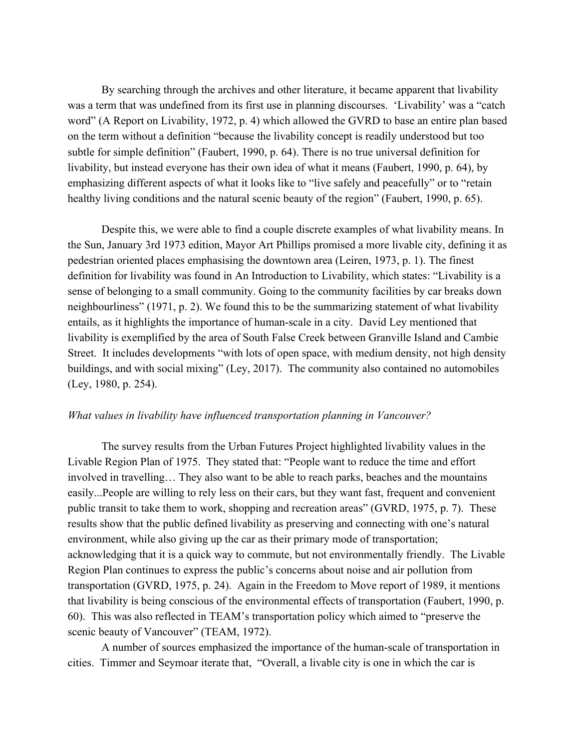By searching through the archives and other literature, it became apparent that livability was a term that was undefined from its first use in planning discourses. 'Livability' was a "catch word" (A Report on Livability, 1972, p. 4) which allowed the GVRD to base an entire plan based on the term without a definition "because the livability concept is readily understood but too subtle for simple definition" (Faubert, 1990, p. 64). There is no true universal definition for livability, but instead everyone has their own idea of what it means (Faubert, 1990, p. 64), by emphasizing different aspects of what it looks like to "live safely and peacefully" or to "retain healthy living conditions and the natural scenic beauty of the region" (Faubert, 1990, p. 65).

Despite this, we were able to find a couple discrete examples of what livability means. In the Sun, January 3rd 1973 edition, Mayor Art Phillips promised a more livable city, defining it as pedestrian oriented places emphasising the downtown area (Leiren, 1973, p. 1). The finest definition for livability was found in An Introduction to Livability, which states: "Livability is a sense of belonging to a small community. Going to the community facilities by car breaks down neighbourliness" (1971, p. 2). We found this to be the summarizing statement of what livability entails, as it highlights the importance of human-scale in a city. David Ley mentioned that livability is exemplified by the area of South False Creek between Granville Island and Cambie Street. It includes developments "with lots of open space, with medium density, not high density buildings, and with social mixing" (Ley, 2017). The community also contained no automobiles (Ley, 1980, p. 254).

*What values in livability have influenced transportation planning in Vancouver?*

The survey results from the Urban Futures Project highlighted livability values in the Livable Region Plan of 1975. They stated that: "People want to reduce the time and effort involved in travelling… They also want to be able to reach parks, beaches and the mountains easily...People are willing to rely less on their cars, but they want fast, frequent and convenient public transit to take them to work, shopping and recreation areas" (GVRD, 1975, p. 7). These results show that the public defined livability as preserving and connecting with one's natural environment, while also giving up the car as their primary mode of transportation; acknowledging that it is a quick way to commute, but not environmentally friendly. The Livable Region Plan continues to express the public's concerns about noise and air pollution from transportation (GVRD, 1975, p. 24). Again in the Freedom to Move report of 1989, it mentions that livability is being conscious of the environmental effects of transportation (Faubert, 1990, p. 60). This was also reflected in TEAM's transportation policy which aimed to "preserve the scenic beauty of Vancouver" (TEAM, 1972).

A number of sources emphasized the importance of the human-scale of transportation in cities. Timmer and Seymoar iterate that, "Overall, a livable city is one in which the car is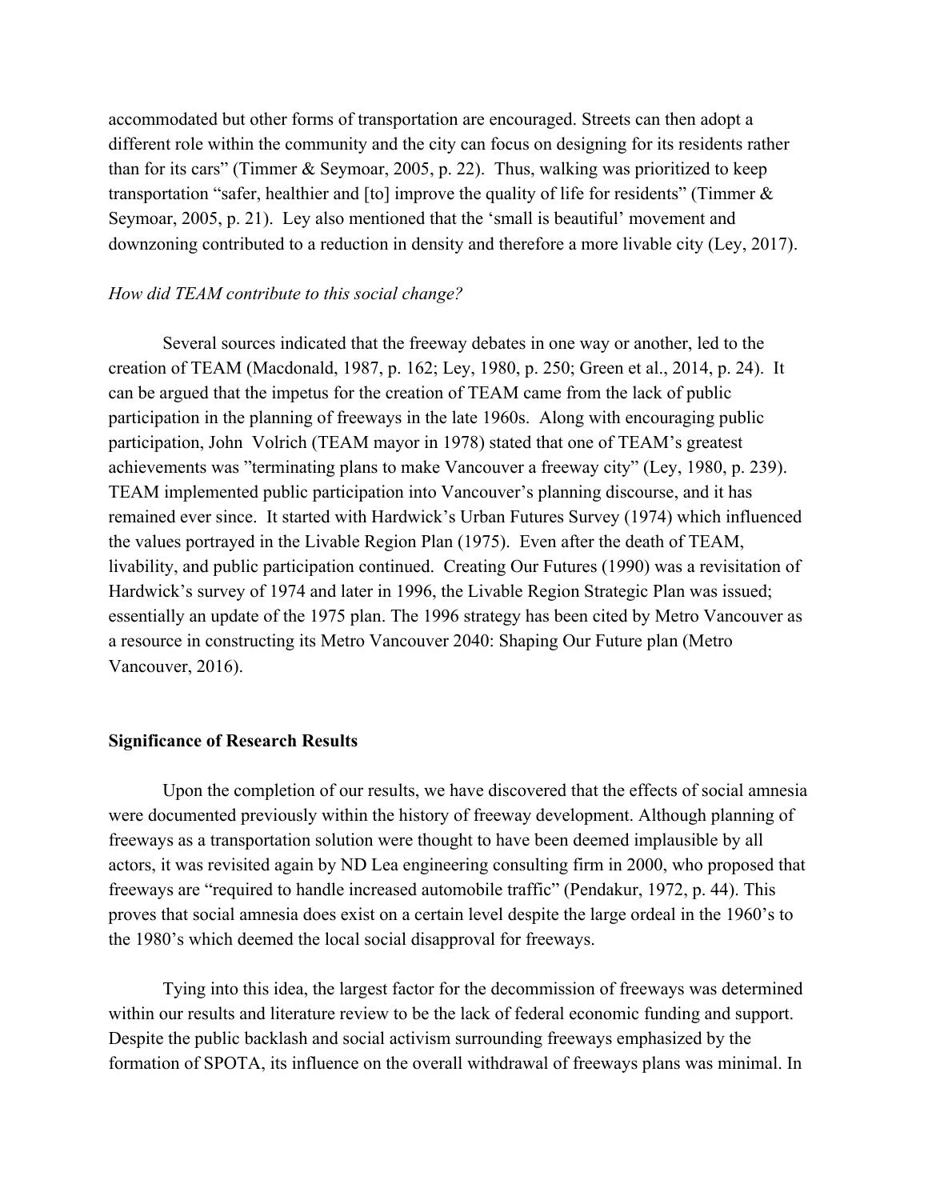accommodated but other forms of transportation are encouraged. Streets can then adopt a different role within the community and the city can focus on designing for its residents rather than for its cars" (Timmer & Seymoar, 2005, p. 22). Thus, walking was prioritized to keep transportation "safer, healthier and [to] improve the quality of life for residents" (Timmer & Seymoar, 2005, p. 21). Ley also mentioned that the 'small is beautiful' movement and downzoning contributed to a reduction in density and therefore a more livable city (Ley, 2017).

*How did TEAM contribute to this social change?*

Several sources indicated that the freeway debates in one way or another, led to the creation of TEAM (Macdonald, 1987, p. 162; Ley, 1980, p. 250; Green et al., 2014, p. 24). It can be argued that the impetus for the creation of TEAM came from the lack of public participation in the planning of freeways in the late 1960s. Along with encouraging public participation, John Volrich (TEAM mayor in 1978) stated that one of TEAM's greatest achievements was "terminating plans to make Vancouver a freeway city" (Ley, 1980, p. 239). TEAM implemented public participation into Vancouver's planning discourse, and it has remained ever since. It started with Hardwick's Urban Futures Survey (1974) which influenced the values portrayed in the Livable Region Plan (1975). Even after the death of TEAM, livability, and public participation continued. Creating Our Futures (1990) was a revisitation of Hardwick's survey of 1974 and later in 1996, the Livable Region Strategic Plan was issued; essentially an update of the 1975 plan. The 1996 strategy has been cited by Metro Vancouver as a resource in constructing its Metro Vancouver 2040: Shaping Our Future plan (Metro Vancouver, 2016).

**Significance of Research Results**

Upon the completion of our results, we have discovered that the effects of social amnesia were documented previously within the history of freeway development. Although planning of freeways as a transportation solution were thought to have been deemed implausible by all actors, it was revisited again by ND Lea engineering consulting firm in 2000, who proposed that freeways are "required to handle increased automobile traffic" (Pendakur, 1972, p. 44). This proves that social amnesia does exist on a certain level despite the large ordeal in the 1960's to the 1980's which deemed the local social disapproval for freeways.

Tying into this idea, the largest factor for the decommission of freeways was determined within our results and literature review to be the lack of federal economic funding and support. Despite the public backlash and social activism surrounding freeways emphasized by the formation of SPOTA, its influence on the overall withdrawal of freeways plans was minimal. In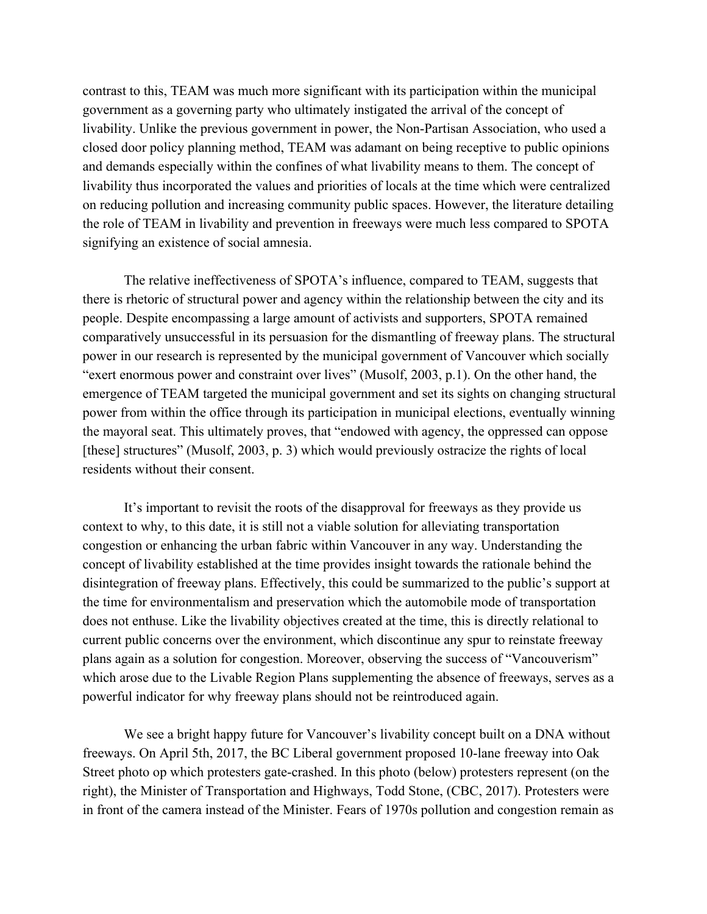contrast to this, TEAM was much more significant with its participation within the municipal government as a governing party who ultimately instigated the arrival of the concept of livability. Unlike the previous government in power, the Non-Partisan Association, who used a closed door policy planning method, TEAM was adamant on being receptive to public opinions and demands especially within the confines of what livability means to them. The concept of livability thus incorporated the values and priorities of locals at the time which were centralized on reducing pollution and increasing community public spaces. However, the literature detailing the role of TEAM in livability and prevention in freeways were much less compared to SPOTA signifying an existence of social amnesia.

The relative ineffectiveness of SPOTA's influence, compared to TEAM, suggests that there is rhetoric of structural power and agency within the relationship between the city and its people. Despite encompassing a large amount of activists and supporters, SPOTA remained comparatively unsuccessful in its persuasion for the dismantling of freeway plans. The structural power in our research is represented by the municipal government of Vancouver which socially "exert enormous power and constraint over lives" (Musolf, 2003, p.1). On the other hand, the emergence of TEAM targeted the municipal government and set its sights on changing structural power from within the office through its participation in municipal elections, eventually winning the mayoral seat. This ultimately proves, that "endowed with agency, the oppressed can oppose [these] structures" (Musolf, 2003, p. 3) which would previously ostracize the rights of local residents without their consent.

It's important to revisit the roots of the disapproval for freeways as they provide us context to why, to this date, it is still not a viable solution for alleviating transportation congestion or enhancing the urban fabric within Vancouver in any way. Understanding the concept of livability established at the time provides insight towards the rationale behind the disintegration of freeway plans. Effectively, this could be summarized to the public's support at the time for environmentalism and preservation which the automobile mode of transportation does not enthuse. Like the livability objectives created at the time, this is directly relational to current public concerns over the environment, which discontinue any spur to reinstate freeway plans again as a solution for congestion. Moreover, observing the success of "Vancouverism" which arose due to the Livable Region Plans supplementing the absence of freeways, serves as a powerful indicator for why freeway plans should not be reintroduced again.

We see a bright happy future for Vancouver's livability concept built on a DNA without freeways. On April 5th, 2017, the BC Liberal government proposed 10-lane freeway into Oak Street photo op which protesters gate-crashed. In this photo (below) protesters represent (on the right), the Minister of Transportation and Highways, Todd Stone, (CBC, 2017). Protesters were in front of the camera instead of the Minister. Fears of 1970s pollution and congestion remain as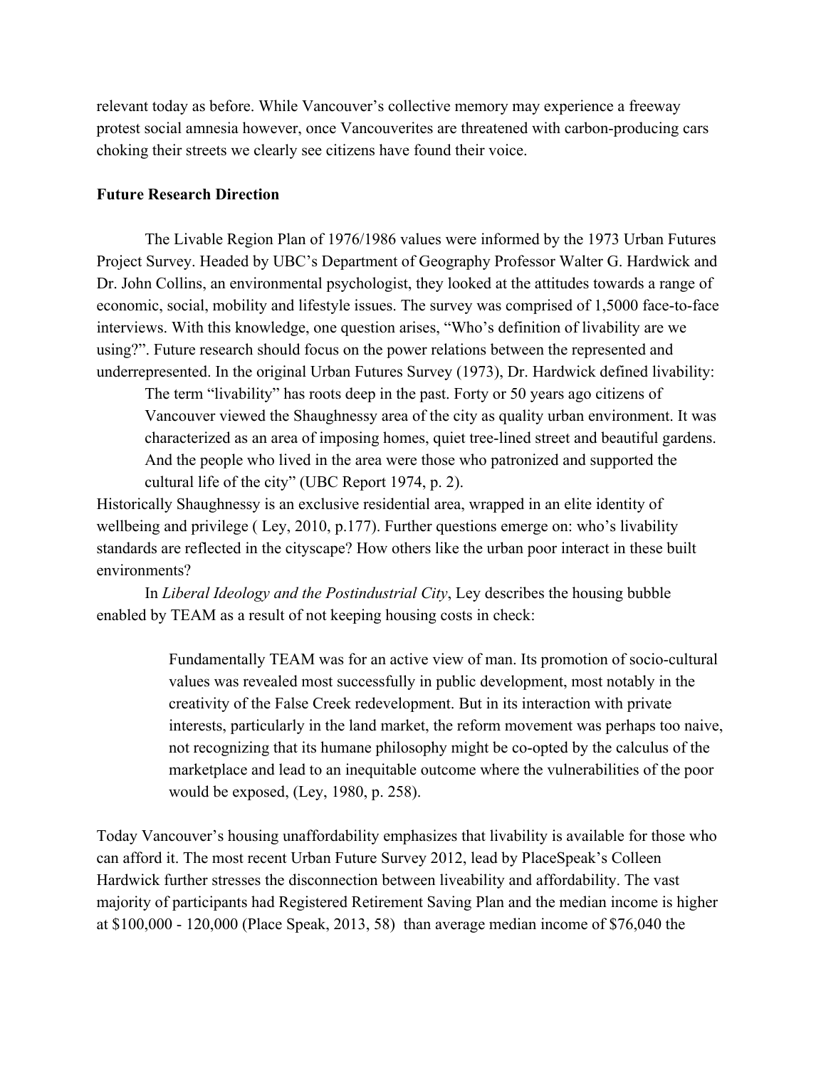relevant today as before. While Vancouver's collective memory may experience a freeway protest social amnesia however, once Vancouverites are threatened with carbon-producing cars choking their streets we clearly see citizens have found their voice.

**Future Research Direction**

The Livable Region Plan of 1976/1986 values were informed by the 1973 Urban Futures Project Survey. Headed by UBC's Department of Geography Professor Walter G. Hardwick and Dr. John Collins, an environmental psychologist, they looked at the attitudes towards a range of economic, social, mobility and lifestyle issues. The survey was comprised of 1,5000 face-to-face interviews. With this knowledge, one question arises, "Who's definition of livability are we using?". Future research should focus on the power relations between the represented and underrepresented. In the original Urban Futures Survey (1973), Dr. Hardwick defined livability:

> The term "livability" has roots deep in the past. Forty or 50 years ago citizens of Vancouver viewed the Shaughnessy area of the city as quality urban environment. It was characterized as an area of imposing homes, quiet tree-lined street and beautiful gardens. And the people who lived in the area were those who patronized and supported the cultural life of the city" (UBC Report 1974, p. 2).

Historically Shaughnessy is an exclusive residential area, wrapped in an elite identity of wellbeing and privilege ( Ley, 2010, p.177). Further questions emerge on: who's livability standards are reflected in the cityscape? How others like the urban poor interact in these built environments?

In *Liberal Ideology and the Postindustrial City*, Ley describes the housing bubble enabled by TEAM as a result of not keeping housing costs in check:

> Fundamentally TEAM was for an active view of man. Its promotion of socio-cultural values was revealed most successfully in public development, most notably in the creativity of the False Creek redevelopment. But in its interaction with private interests, particularly in the land market, the reform movement was perhaps too naive, not recognizing that its humane philosophy might be co-opted by the calculus of the marketplace and lead to an inequitable outcome where the vulnerabilities of the poor would be exposed, (Ley, 1980, p. 258).

Today Vancouver's housing unaffordability emphasizes that livability is available for those who can afford it. The most recent Urban Future Survey 2012, lead by PlaceSpeak's Colleen Hardwick further stresses the disconnection between liveability and affordability. The vast majority of participants had Registered Retirement Saving Plan and the median income is higher at $100,000 - 120,000 (Place Speak, 2013, 58) than average median income of $76,040 the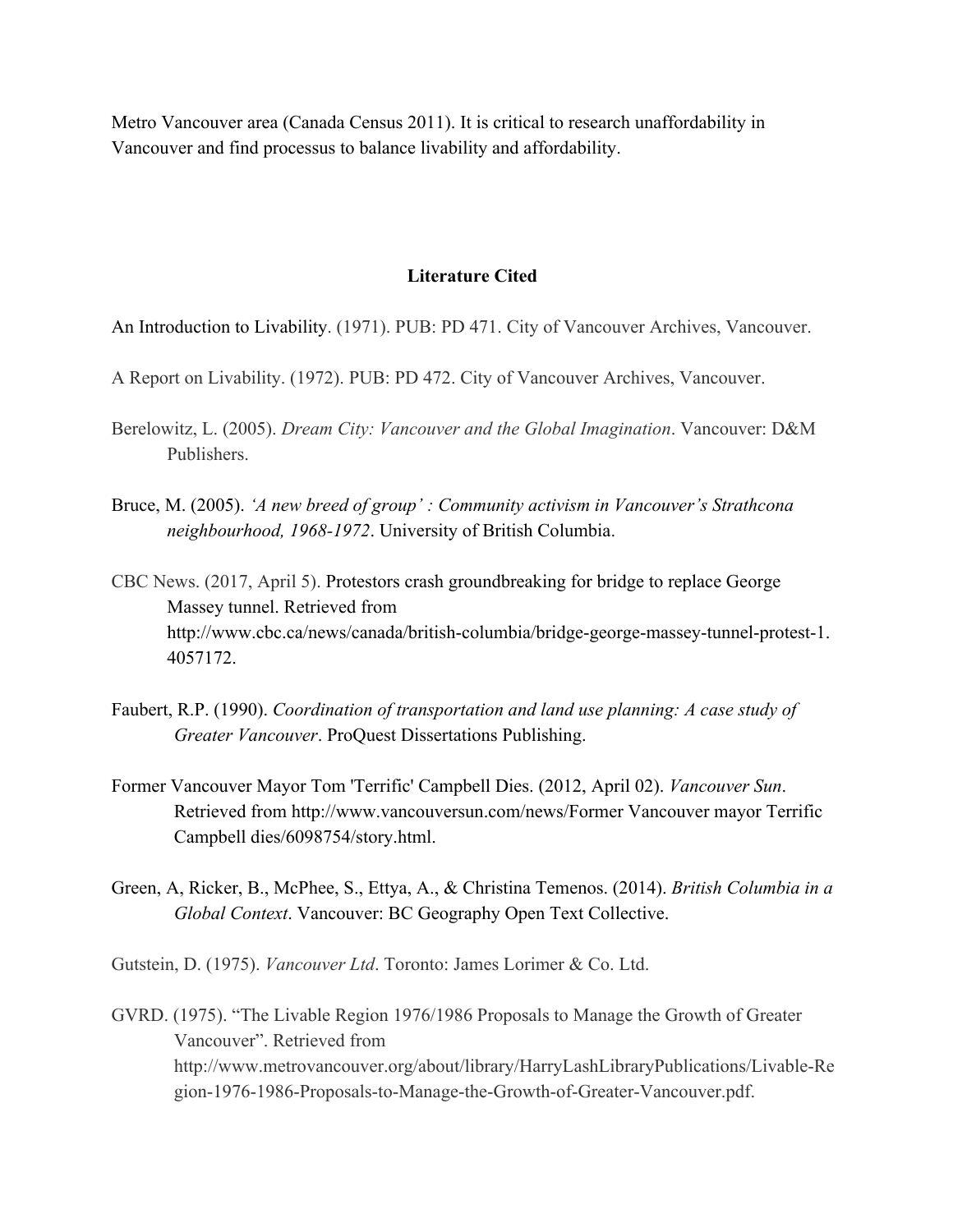Metro Vancouver area (Canada Census 2011). It is critical to research unaffordability in Vancouver and find processus to balance livability and affordability.

## Literature Cited

An Introduction to Livability. (1971). PUB: PD 471. City of Vancouver Archives, Vancouver.

A Report on Livability. (1972). PUB: PD 472. City of Vancouver Archives, Vancouver.

Berelowitz, L. (2005). *Dream City: Vancouver and the Global Imagination*. Vancouver: D&M Publishers.

Bruce, M. (2005). *'A new breed of group' : Community activism in Vancouver's Strathcona neighbourhood, 1968-1972*. University of British Columbia.

CBC News. (2017, April 5). Protestors crash groundbreaking for bridge to replace George Massey tunnel. Retrieved from http://www.cbc.ca/news/canada/british-columbia/bridge-george-massey-tunnel-protest-1.4057172.

Faubert, R.P. (1990). *Coordination of transportation and land use planning: A case study of Greater Vancouver*. ProQuest Dissertations Publishing.

Former Vancouver Mayor Tom 'Terrific' Campbell Dies. (2012, April 02). *Vancouver Sun*. Retrieved from http://www.vancouversun.com/news/Former Vancouver mayor Terrific Campbell dies/6098754/story.html.

Green, A, Ricker, B., McPhee, S., Ettya, A., & Christina Temenos. (2014). *British Columbia in a Global Context*. Vancouver: BC Geography Open Text Collective.

Gutstein, D. (1975). *Vancouver Ltd*. Toronto: James Lorimer & Co. Ltd.

GVRD. (1975). "The Livable Region 1976/1986 Proposals to Manage the Growth of Greater Vancouver". Retrieved from http://www.metrovancouver.org/about/library/HarryLashLibraryPublications/Livable-Region-1976-1986-Proposals-to-Manage-the-Growth-of-Greater-Vancouver.pdf.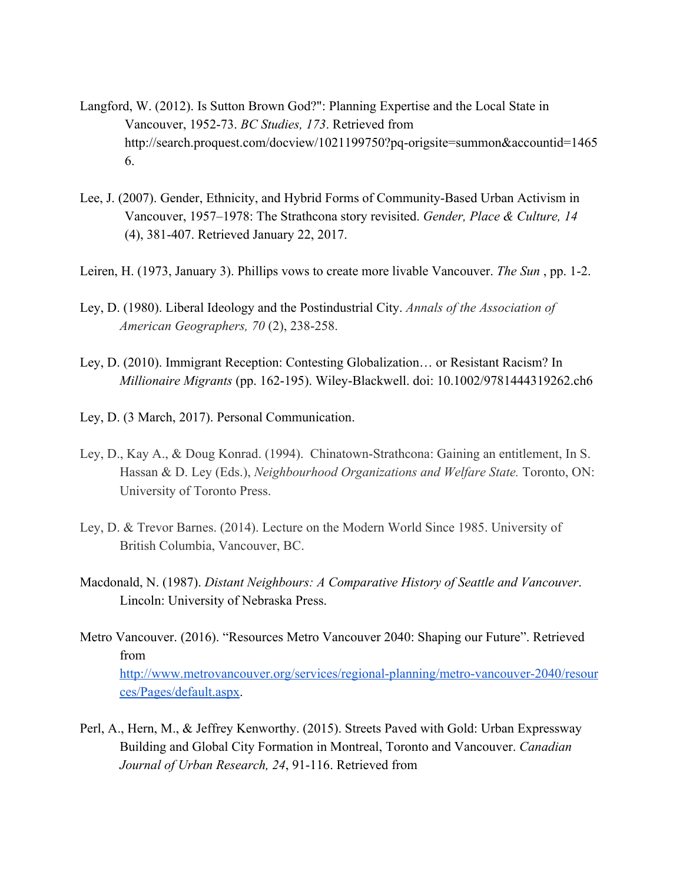Langford, W. (2012). Is Sutton Brown God?": Planning Expertise and the Local State in Vancouver, 1952-73. *BC Studies, 173*. Retrieved from http://search.proquest.com/docview/1021199750?pq-origsite=summon&accountid=14656.

Lee, J. (2007). Gender, Ethnicity, and Hybrid Forms of Community-Based Urban Activism in Vancouver, 1957–1978: The Strathcona story revisited. *Gender, Place & Culture, 14* (4), 381-407. Retrieved January 22, 2017.

Leiren, H. (1973, January 3). Phillips vows to create more livable Vancouver. *The Sun* , pp. 1-2.

Ley, D. (1980). Liberal Ideology and the Postindustrial City. *Annals of the Association of American Geographers, 70* (2), 238-258.

Ley, D. (2010). Immigrant Reception: Contesting Globalization… or Resistant Racism? In *Millionaire Migrants* (pp. 162-195). Wiley-Blackwell. doi: 10.1002/9781444319262.ch6

Ley, D. (3 March, 2017). Personal Communication.

Ley, D., Kay A., & Doug Konrad. (1994). Chinatown-Strathcona: Gaining an entitlement, In S. Hassan & D. Ley (Eds.), *Neighbourhood Organizations and Welfare State.* Toronto, ON: University of Toronto Press.

Ley, D. & Trevor Barnes. (2014). Lecture on the Modern World Since 1985. University of British Columbia, Vancouver, BC.

Macdonald, N. (1987). *Distant Neighbours: A Comparative History of Seattle and Vancouver*. Lincoln: University of Nebraska Press.

Metro Vancouver. (2016). "Resources Metro Vancouver 2040: Shaping our Future". Retrieved from http://www.metrovancouver.org/services/regional-planning/metro-vancouver-2040/resources/Pages/default.aspx.

Perl, A., Hern, M., & Jeffrey Kenworthy. (2015). Streets Paved with Gold: Urban Expressway Building and Global City Formation in Montreal, Toronto and Vancouver. *Canadian Journal of Urban Research, 24*, 91-116. Retrieved from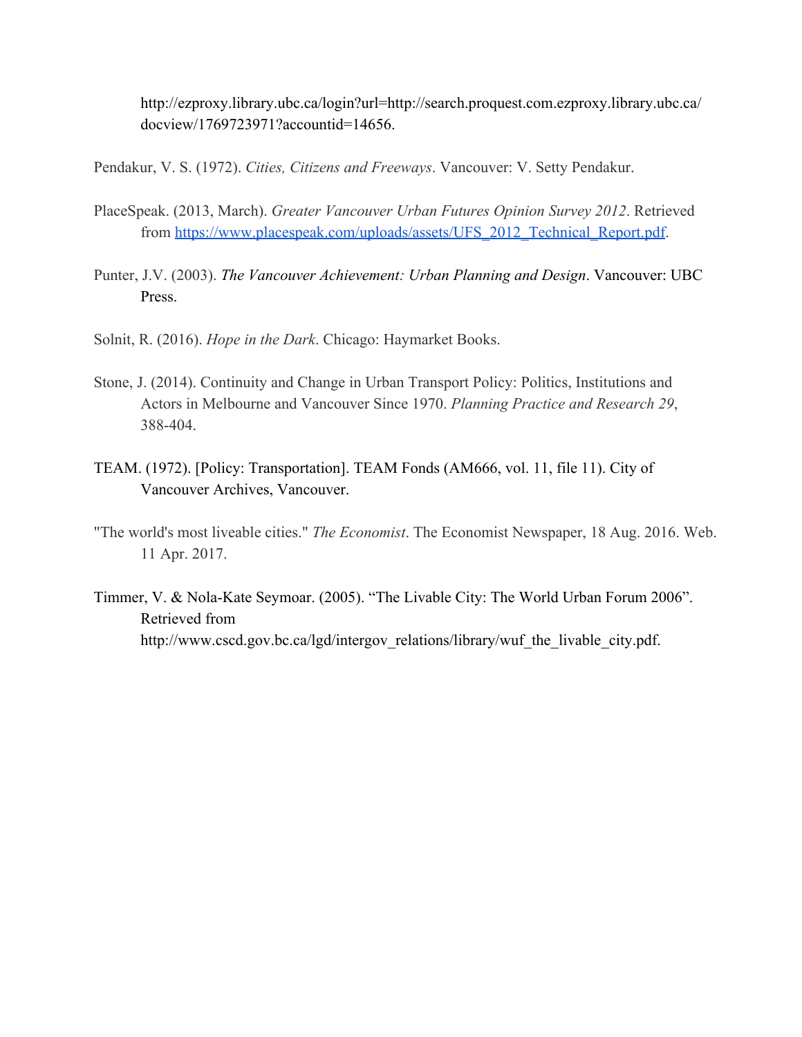http://ezproxy.library.ubc.ca/login?url=http://search.proquest.com.ezproxy.library.ubc.ca/docview/1769723971?accountid=14656.

Pendakur, V. S. (1972). *Cities, Citizens and Freeways*. Vancouver: V. Setty Pendakur.

PlaceSpeak. (2013, March). *Greater Vancouver Urban Futures Opinion Survey 2012*. Retrieved from https://www.placespeak.com/uploads/assets/UFS_2012_Technical_Report.pdf.

Punter, J.V. (2003). *The Vancouver Achievement: Urban Planning and Design*. Vancouver: UBC Press.

Solnit, R. (2016). *Hope in the Dark*. Chicago: Haymarket Books.

Stone, J. (2014). Continuity and Change in Urban Transport Policy: Politics, Institutions and Actors in Melbourne and Vancouver Since 1970. *Planning Practice and Research 29*, 388-404.

TEAM. (1972). [Policy: Transportation]. TEAM Fonds (AM666, vol. 11, file 11). City of Vancouver Archives, Vancouver.

"The world's most liveable cities." *The Economist*. The Economist Newspaper, 18 Aug. 2016. Web. 11 Apr. 2017.

Timmer, V. & Nola-Kate Seymoar. (2005). "The Livable City: The World Urban Forum 2006". Retrieved from http://www.cscd.gov.bc.ca/lgd/intergov_relations/library/wuf_the_livable_city.pdf.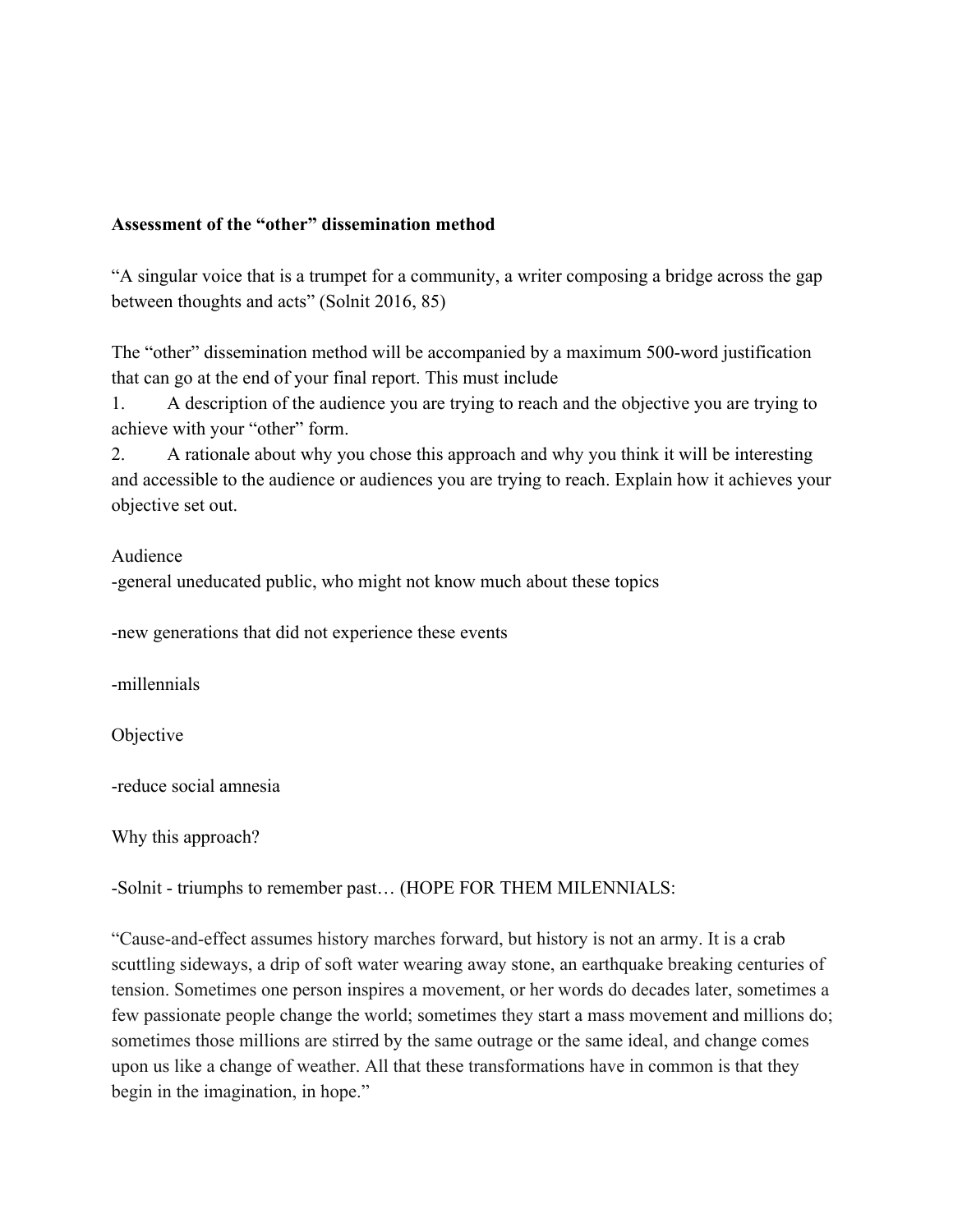**Assessment of the "other" dissemination method**

"A singular voice that is a trumpet for a community, a writer composing a bridge across the gap between thoughts and acts" (Solnit 2016, 85)

The "other" dissemination method will be accompanied by a maximum 500-word justification that can go at the end of your final report. This must include

1. A description of the audience you are trying to reach and the objective you are trying to achieve with your "other" form.
2. A rationale about why you chose this approach and why you think it will be interesting and accessible to the audience or audiences you are trying to reach. Explain how it achieves your objective set out.

Audience

-general uneducated public, who might not know much about these topics

-new generations that did not experience these events

-millennials

Objective

-reduce social amnesia

Why this approach?

-Solnit - triumphs to remember past… (HOPE FOR THEM MILENNIALS:

"Cause-and-effect assumes history marches forward, but history is not an army. It is a crab scuttling sideways, a drip of soft water wearing away stone, an earthquake breaking centuries of tension. Sometimes one person inspires a movement, or her words do decades later, sometimes a few passionate people change the world; sometimes they start a mass movement and millions do; sometimes those millions are stirred by the same outrage or the same ideal, and change comes upon us like a change of weather. All that these transformations have in common is that they begin in the imagination, in hope."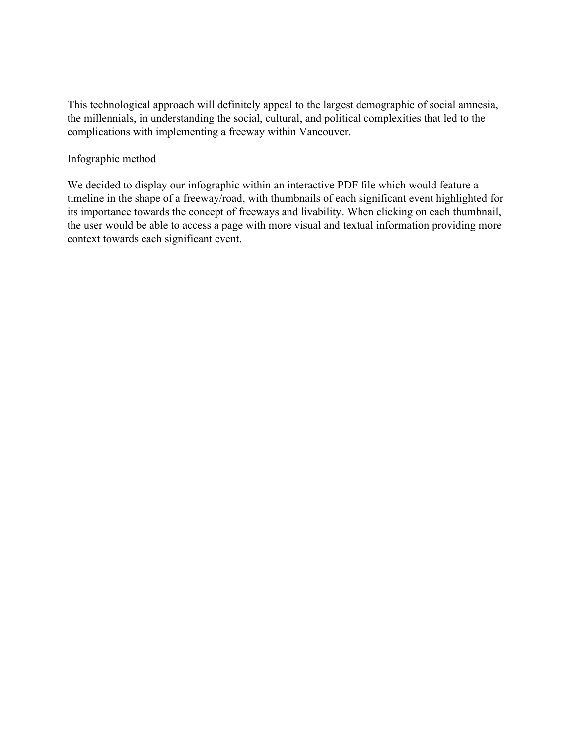This technological approach will definitely appeal to the largest demographic of social amnesia, the millennials, in understanding the social, cultural, and political complexities that led to the complications with implementing a freeway within Vancouver.

## Infographic method

We decided to display our infographic within an interactive PDF file which would feature a timeline in the shape of a freeway/road, with thumbnails of each significant event highlighted for its importance towards the concept of freeways and livability. When clicking on each thumbnail, the user would be able to access a page with more visual and textual information providing more context towards each significant event.